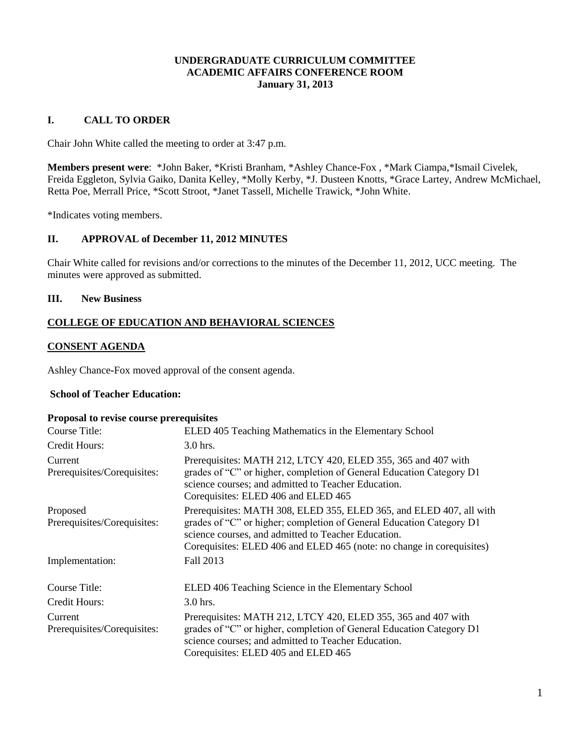# UNDERGRADUATE CURRICULUM COMMITTEE
## ACADEMIC AFFAIRS CONFERENCE ROOM
## January 31, 2013

## I. CALL TO ORDER

Chair John White called the meeting to order at 3:47 p.m.

**Members present were**: *John Baker, *Kristi Branham, *Ashley Chance-Fox , *Mark Ciampa,*Ismail Civelek, Freida Eggleton, Sylvia Gaiko, Danita Kelley, *Molly Kerby, *J. Dusteen Knotts, *Grace Lartey, Andrew McMichael, Retta Poe, Merrall Price, *Scott Stroot, *Janet Tassell, Michelle Trawick, *John White.

*Indicates voting members.

## II. APPROVAL of December 11, 2012 MINUTES

Chair White called for revisions and/or corrections to the minutes of the December 11, 2012, UCC meeting. The minutes were approved as submitted.

## III. New Business

**COLLEGE OF EDUCATION AND BEHAVIORAL SCIENCES**

**CONSENT AGENDA**

Ashley Chance-Fox moved approval of the consent agenda.

**School of Teacher Education:**

**Proposal to revise course prerequisites**

| | |
|---|---|
| Course Title: | ELED 405 Teaching Mathematics in the Elementary School |
| Credit Hours: | 3.0 hrs. |
| Current Prerequisites/Corequisites: | Prerequisites: MATH 212, LTCY 420, ELED 355, 365 and 407 with grades of "C" or higher, completion of General Education Category D1 science courses; and admitted to Teacher Education. Corequisites: ELED 406 and ELED 465 |
| Proposed Prerequisites/Corequisites: | Prerequisites: MATH 308, ELED 355, ELED 365, and ELED 407, all with grades of "C" or higher; completion of General Education Category D1 science courses, and admitted to Teacher Education. Corequisites: ELED 406 and ELED 465 (note: no change in corequisites) |
| Implementation: | Fall 2013 |

| | |
|---|---|
| Course Title: | ELED 406 Teaching Science in the Elementary School |
| Credit Hours: | 3.0 hrs. |
| Current Prerequisites/Corequisites: | Prerequisites: MATH 212, LTCY 420, ELED 355, 365 and 407 with grades of "C" or higher, completion of General Education Category D1 science courses; and admitted to Teacher Education. Corequisites: ELED 405 and ELED 465 |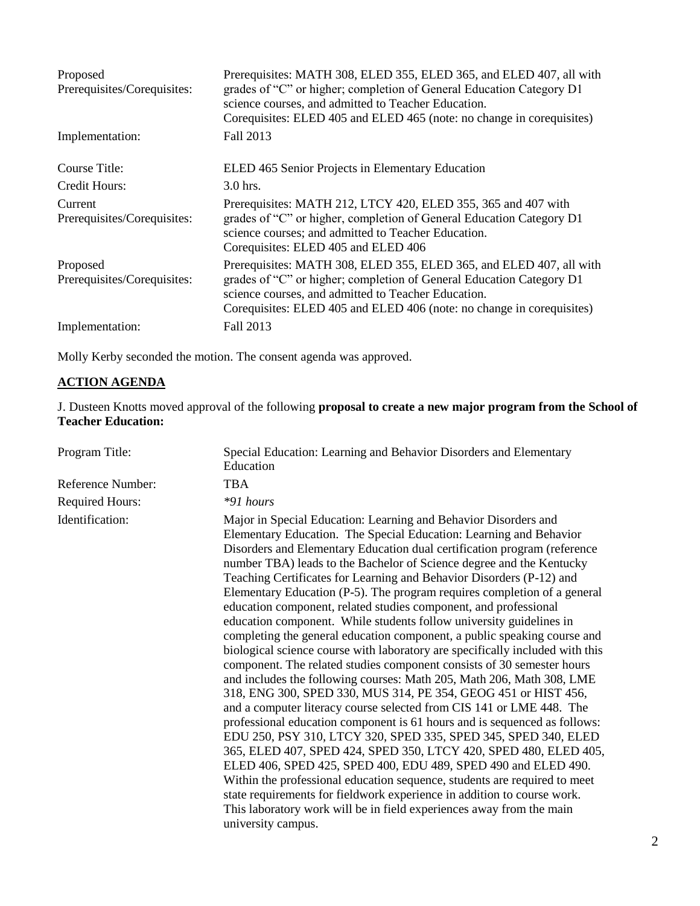| | |
|---|---|
| Proposed Prerequisites/Corequisites: | Prerequisites: MATH 308, ELED 355, ELED 365, and ELED 407, all with grades of "C" or higher; completion of General Education Category D1 science courses, and admitted to Teacher Education. Corequisites: ELED 405 and ELED 465 (note: no change in corequisites) |
| Implementation: | Fall 2013 |
| Course Title: | ELED 465 Senior Projects in Elementary Education |
| Credit Hours: | 3.0 hrs. |
| Current Prerequisites/Corequisites: | Prerequisites: MATH 212, LTCY 420, ELED 355, 365 and 407 with grades of "C" or higher, completion of General Education Category D1 science courses; and admitted to Teacher Education. Corequisites: ELED 405 and ELED 406 |
| Proposed Prerequisites/Corequisites: | Prerequisites: MATH 308, ELED 355, ELED 365, and ELED 407, all with grades of "C" or higher; completion of General Education Category D1 science courses, and admitted to Teacher Education. Corequisites: ELED 405 and ELED 406 (note: no change in corequisites) |
| Implementation: | Fall 2013 |

Molly Kerby seconded the motion. The consent agenda was approved.

## ACTION AGENDA

J. Dusteen Knotts moved approval of the following **proposal to create a new major program from the School of Teacher Education:**

| | |
|---|---|
| Program Title: | Special Education: Learning and Behavior Disorders and Elementary Education |
| Reference Number: | TBA |
| Required Hours: | *\*91 hours* |
| Identification: | Major in Special Education: Learning and Behavior Disorders and Elementary Education. The Special Education: Learning and Behavior Disorders and Elementary Education dual certification program (reference number TBA) leads to the Bachelor of Science degree and the Kentucky Teaching Certificates for Learning and Behavior Disorders (P-12) and Elementary Education (P-5). The program requires completion of a general education component, related studies component, and professional education component. While students follow university guidelines in completing the general education component, a public speaking course and biological science course with laboratory are specifically included with this component. The related studies component consists of 30 semester hours and includes the following courses: Math 205, Math 206, Math 308, LME 318, ENG 300, SPED 330, MUS 314, PE 354, GEOG 451 or HIST 456, and a computer literacy course selected from CIS 141 or LME 448. The professional education component is 61 hours and is sequenced as follows: EDU 250, PSY 310, LTCY 320, SPED 335, SPED 345, SPED 340, ELED 365, ELED 407, SPED 424, SPED 350, LTCY 420, SPED 480, ELED 405, ELED 406, SPED 425, SPED 400, EDU 489, SPED 490 and ELED 490. Within the professional education sequence, students are required to meet state requirements for fieldwork experience in addition to course work. This laboratory work will be in field experiences away from the main university campus. |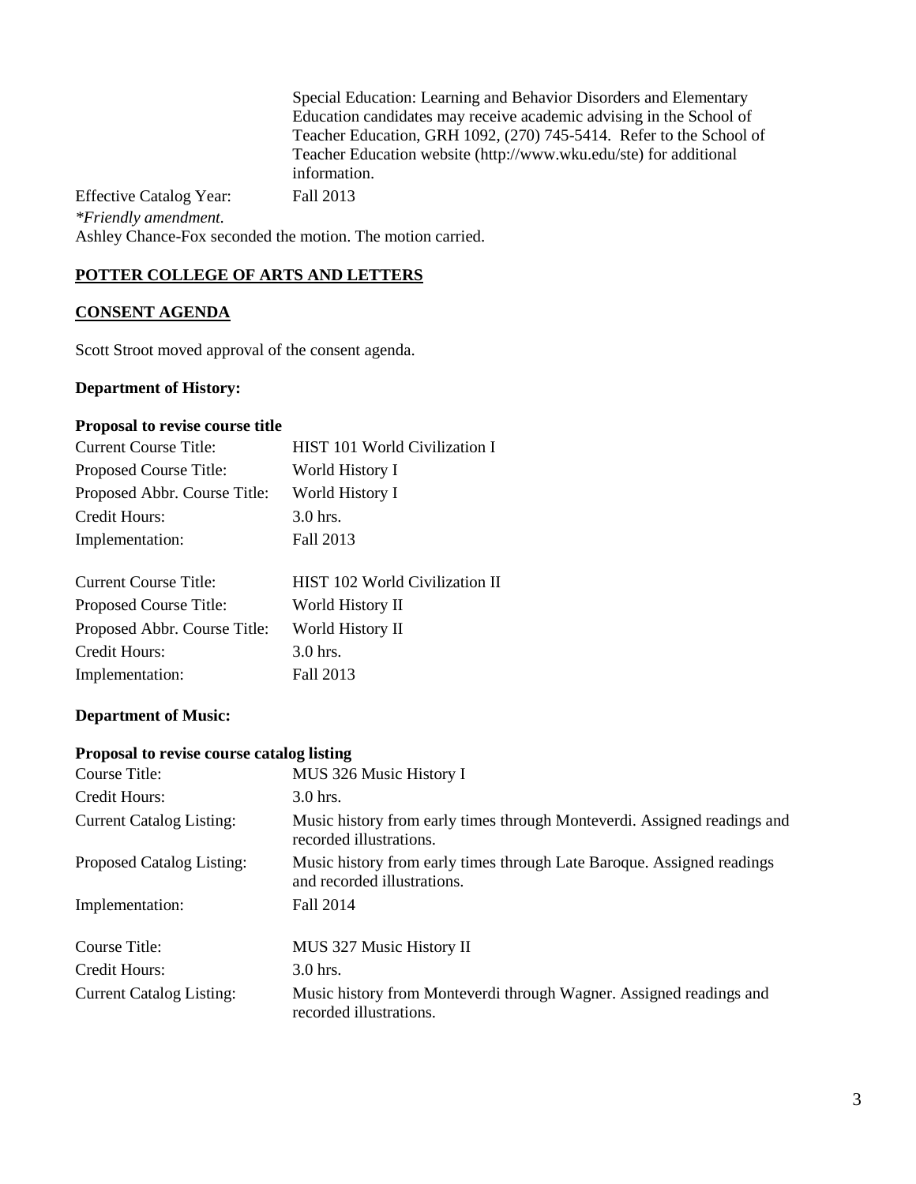| | |
|---|---|
| | Special Education: Learning and Behavior Disorders and Elementary Education candidates may receive academic advising in the School of Teacher Education, GRH 1092, (270) 745-5414. Refer to the School of Teacher Education website (http://www.wku.edu/ste) for additional information. |
| Effective Catalog Year: | Fall 2013 |

*\*Friendly amendment.*

Ashley Chance-Fox seconded the motion. The motion carried.

## POTTER COLLEGE OF ARTS AND LETTERS

## CONSENT AGENDA

Scott Stroot moved approval of the consent agenda.

### Department of History:

**Proposal to revise course title**

| | |
|---|---|
| Current Course Title: | HIST 101 World Civilization I |
| Proposed Course Title: | World History I |
| Proposed Abbr. Course Title: | World History I |
| Credit Hours: | 3.0 hrs. |
| Implementation: | Fall 2013 |

| | |
|---|---|
| Current Course Title: | HIST 102 World Civilization II |
| Proposed Course Title: | World History II |
| Proposed Abbr. Course Title: | World History II |
| Credit Hours: | 3.0 hrs. |
| Implementation: | Fall 2013 |

### Department of Music:

**Proposal to revise course catalog listing**

| | |
|---|---|
| Course Title: | MUS 326 Music History I |
| Credit Hours: | 3.0 hrs. |
| Current Catalog Listing: | Music history from early times through Monteverdi. Assigned readings and recorded illustrations. |
| Proposed Catalog Listing: | Music history from early times through Late Baroque. Assigned readings and recorded illustrations. |
| Implementation: | Fall 2014 |

| | |
|---|---|
| Course Title: | MUS 327 Music History II |
| Credit Hours: | 3.0 hrs. |
| Current Catalog Listing: | Music history from Monteverdi through Wagner. Assigned readings and recorded illustrations. |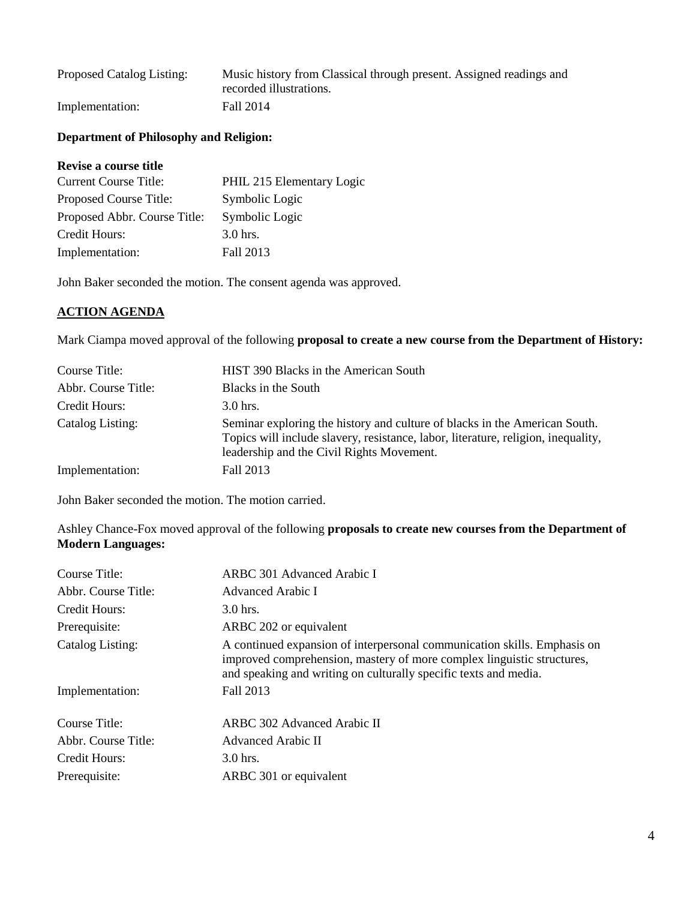| | |
|---|---|
| Proposed Catalog Listing: | Music history from Classical through present. Assigned readings and recorded illustrations. |
| Implementation: | Fall 2014 |

**Department of Philosophy and Religion:**

**Revise a course title**

| | |
|---|---|
| Current Course Title: | PHIL 215 Elementary Logic |
| Proposed Course Title: | Symbolic Logic |
| Proposed Abbr. Course Title: | Symbolic Logic |
| Credit Hours: | 3.0 hrs. |
| Implementation: | Fall 2013 |

John Baker seconded the motion. The consent agenda was approved.

## ACTION AGENDA

Mark Ciampa moved approval of the following **proposal to create a new course from the Department of History:**

| | |
|---|---|
| Course Title: | HIST 390 Blacks in the American South |
| Abbr. Course Title: | Blacks in the South |
| Credit Hours: | 3.0 hrs. |
| Catalog Listing: | Seminar exploring the history and culture of blacks in the American South. Topics will include slavery, resistance, labor, literature, religion, inequality, leadership and the Civil Rights Movement. |
| Implementation: | Fall 2013 |

John Baker seconded the motion. The motion carried.

Ashley Chance-Fox moved approval of the following **proposals to create new courses from the Department of Modern Languages:**

| | |
|---|---|
| Course Title: | ARBC 301 Advanced Arabic I |
| Abbr. Course Title: | Advanced Arabic I |
| Credit Hours: | 3.0 hrs. |
| Prerequisite: | ARBC 202 or equivalent |
| Catalog Listing: | A continued expansion of interpersonal communication skills. Emphasis on improved comprehension, mastery of more complex linguistic structures, and speaking and writing on culturally specific texts and media. |
| Implementation: | Fall 2013 |

| | |
|---|---|
| Course Title: | ARBC 302 Advanced Arabic II |
| Abbr. Course Title: | Advanced Arabic II |
| Credit Hours: | 3.0 hrs. |
| Prerequisite: | ARBC 301 or equivalent |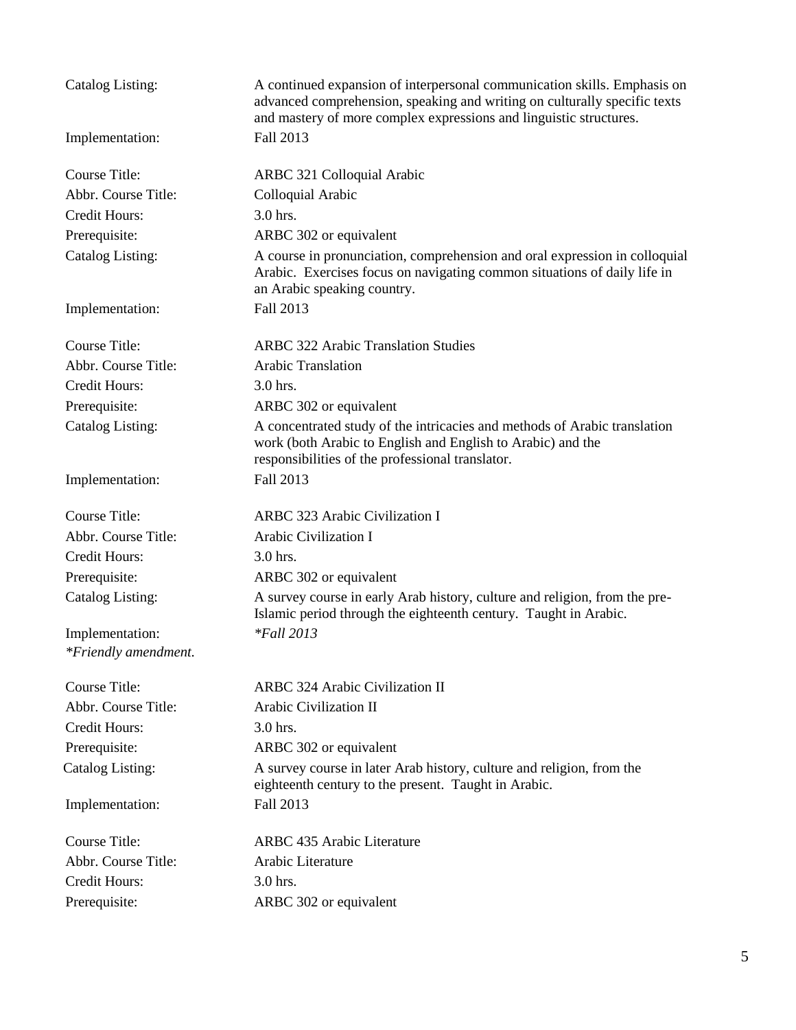Catalog Listing: A continued expansion of interpersonal communication skills. Emphasis on advanced comprehension, speaking and writing on culturally specific texts and mastery of more complex expressions and linguistic structures.

Implementation: Fall 2013

Course Title: ARBC 321 Colloquial Arabic

Abbr. Course Title: Colloquial Arabic

Credit Hours: 3.0 hrs.

Prerequisite: ARBC 302 or equivalent

Catalog Listing: A course in pronunciation, comprehension and oral expression in colloquial Arabic. Exercises focus on navigating common situations of daily life in an Arabic speaking country.

Implementation: Fall 2013

Course Title: ARBC 322 Arabic Translation Studies

Abbr. Course Title: Arabic Translation

Credit Hours: 3.0 hrs.

Prerequisite: ARBC 302 or equivalent

Catalog Listing: A concentrated study of the intricacies and methods of Arabic translation work (both Arabic to English and English to Arabic) and the responsibilities of the professional translator.

Implementation: Fall 2013

Course Title: ARBC 323 Arabic Civilization I

Abbr. Course Title: Arabic Civilization I

Credit Hours: 3.0 hrs.

Prerequisite: ARBC 302 or equivalent

Catalog Listing: A survey course in early Arab history, culture and religion, from the pre-Islamic period through the eighteenth century. Taught in Arabic.

Implementation: *\*Fall 2013*

*\*Friendly amendment.*

Course Title: ARBC 324 Arabic Civilization II

Abbr. Course Title: Arabic Civilization II

Credit Hours: 3.0 hrs.

Prerequisite: ARBC 302 or equivalent

Catalog Listing: A survey course in later Arab history, culture and religion, from the eighteenth century to the present. Taught in Arabic.

Implementation: Fall 2013

Course Title: ARBC 435 Arabic Literature

Abbr. Course Title: Arabic Literature

Credit Hours: 3.0 hrs.

Prerequisite: ARBC 302 or equivalent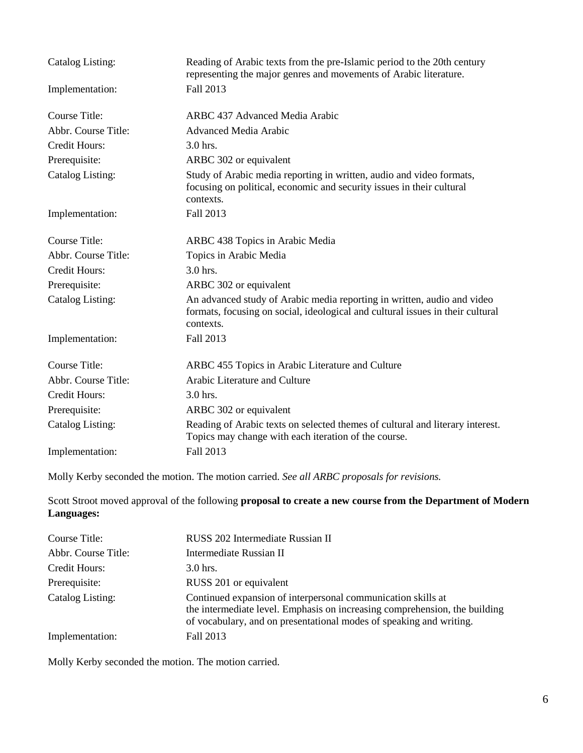| | |
|---|---|
| Catalog Listing: | Reading of Arabic texts from the pre-Islamic period to the 20th century representing the major genres and movements of Arabic literature. |
| Implementation: | Fall 2013 |

| | |
|---|---|
| Course Title: | ARBC 437 Advanced Media Arabic |
| Abbr. Course Title: | Advanced Media Arabic |
| Credit Hours: | 3.0 hrs. |
| Prerequisite: | ARBC 302 or equivalent |
| Catalog Listing: | Study of Arabic media reporting in written, audio and video formats, focusing on political, economic and security issues in their cultural contexts. |
| Implementation: | Fall 2013 |

| | |
|---|---|
| Course Title: | ARBC 438 Topics in Arabic Media |
| Abbr. Course Title: | Topics in Arabic Media |
| Credit Hours: | 3.0 hrs. |
| Prerequisite: | ARBC 302 or equivalent |
| Catalog Listing: | An advanced study of Arabic media reporting in written, audio and video formats, focusing on social, ideological and cultural issues in their cultural contexts. |
| Implementation: | Fall 2013 |

| | |
|---|---|
| Course Title: | ARBC 455 Topics in Arabic Literature and Culture |
| Abbr. Course Title: | Arabic Literature and Culture |
| Credit Hours: | 3.0 hrs. |
| Prerequisite: | ARBC 302 or equivalent |
| Catalog Listing: | Reading of Arabic texts on selected themes of cultural and literary interest. Topics may change with each iteration of the course. |
| Implementation: | Fall 2013 |

Molly Kerby seconded the motion. The motion carried. *See all ARBC proposals for revisions.*

Scott Stroot moved approval of the following **proposal to create a new course from the Department of Modern Languages:**

| | |
|---|---|
| Course Title: | RUSS 202 Intermediate Russian II |
| Abbr. Course Title: | Intermediate Russian II |
| Credit Hours: | 3.0 hrs. |
| Prerequisite: | RUSS 201 or equivalent |
| Catalog Listing: | Continued expansion of interpersonal communication skills at the intermediate level. Emphasis on increasing comprehension, the building of vocabulary, and on presentational modes of speaking and writing. |
| Implementation: | Fall 2013 |

Molly Kerby seconded the motion. The motion carried.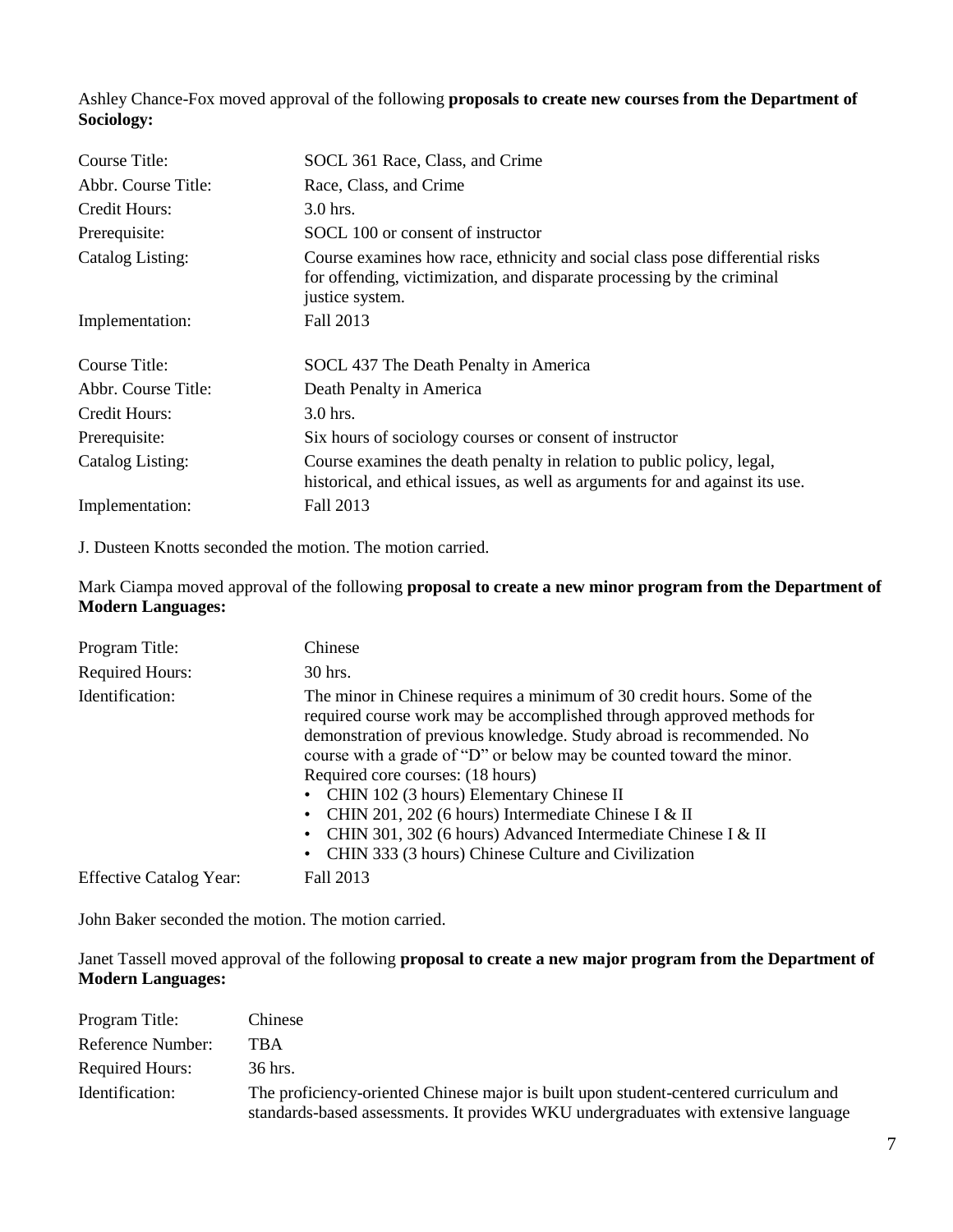Ashley Chance-Fox moved approval of the following **proposals to create new courses from the Department of Sociology:**

| | |
|---|---|
| Course Title: | SOCL 361 Race, Class, and Crime |
| Abbr. Course Title: | Race, Class, and Crime |
| Credit Hours: | 3.0 hrs. |
| Prerequisite: | SOCL 100 or consent of instructor |
| Catalog Listing: | Course examines how race, ethnicity and social class pose differential risks for offending, victimization, and disparate processing by the criminal justice system. |
| Implementation: | Fall 2013 |

| | |
|---|---|
| Course Title: | SOCL 437 The Death Penalty in America |
| Abbr. Course Title: | Death Penalty in America |
| Credit Hours: | 3.0 hrs. |
| Prerequisite: | Six hours of sociology courses or consent of instructor |
| Catalog Listing: | Course examines the death penalty in relation to public policy, legal, historical, and ethical issues, as well as arguments for and against its use. |
| Implementation: | Fall 2013 |

J. Dusteen Knotts seconded the motion. The motion carried.

Mark Ciampa moved approval of the following **proposal to create a new minor program from the Department of Modern Languages:**

| | |
|---|---|
| Program Title: | Chinese |
| Required Hours: | 30 hrs. |
| Identification: | The minor in Chinese requires a minimum of 30 credit hours. Some of the required course work may be accomplished through approved methods for demonstration of previous knowledge. Study abroad is recommended. No course with a grade of "D" or below may be counted toward the minor. Required core courses: (18 hours)<br>• CHIN 102 (3 hours) Elementary Chinese II<br>• CHIN 201, 202 (6 hours) Intermediate Chinese I & II<br>• CHIN 301, 302 (6 hours) Advanced Intermediate Chinese I & II<br>• CHIN 333 (3 hours) Chinese Culture and Civilization |
| Effective Catalog Year: | Fall 2013 |

John Baker seconded the motion. The motion carried.

Janet Tassell moved approval of the following **proposal to create a new major program from the Department of Modern Languages:**

| | |
|---|---|
| Program Title: | Chinese |
| Reference Number: | TBA |
| Required Hours: | 36 hrs. |
| Identification: | The proficiency-oriented Chinese major is built upon student-centered curriculum and standards-based assessments. It provides WKU undergraduates with extensive language |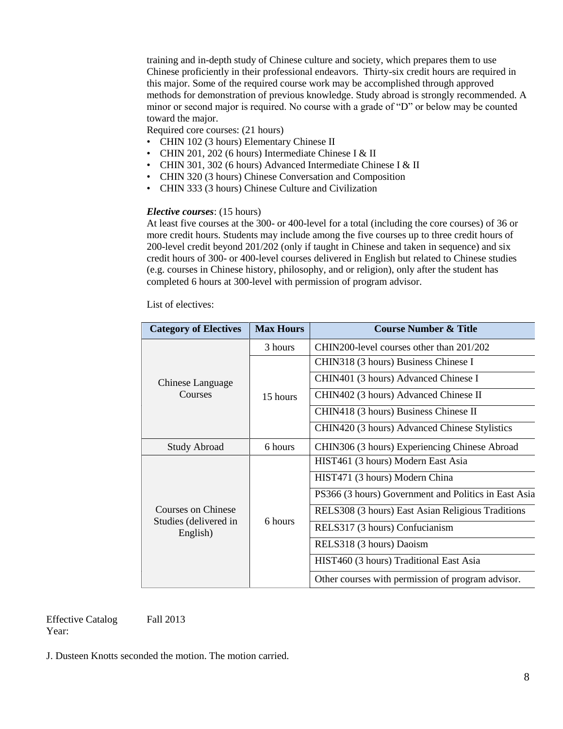training and in-depth study of Chinese culture and society, which prepares them to use Chinese proficiently in their professional endeavors. Thirty-six credit hours are required in this major. Some of the required course work may be accomplished through approved methods for demonstration of previous knowledge. Study abroad is strongly recommended. A minor or second major is required. No course with a grade of "D" or below may be counted toward the major.

Required core courses: (21 hours)

- CHIN 102 (3 hours) Elementary Chinese II
- CHIN 201, 202 (6 hours) Intermediate Chinese I & II
- CHIN 301, 302 (6 hours) Advanced Intermediate Chinese I & II
- CHIN 320 (3 hours) Chinese Conversation and Composition
- CHIN 333 (3 hours) Chinese Culture and Civilization

***Elective courses***: (15 hours)

At least five courses at the 300- or 400-level for a total (including the core courses) of 36 or more credit hours. Students may include among the five courses up to three credit hours of 200-level credit beyond 201/202 (only if taught in Chinese and taken in sequence) and six credit hours of 300- or 400-level courses delivered in English but related to Chinese studies (e.g. courses in Chinese history, philosophy, and or religion), only after the student has completed 6 hours at 300-level with permission of program advisor.

List of electives:

| Category of Electives | Max Hours | Course Number & Title |
|---|---|---|
| Chinese Language Courses | 3 hours | CHIN200-level courses other than 201/202 |
| | 15 hours | CHIN318 (3 hours) Business Chinese I |
| | | CHIN401 (3 hours) Advanced Chinese I |
| | | CHIN402 (3 hours) Advanced Chinese II |
| | | CHIN418 (3 hours) Business Chinese II |
| | | CHIN420 (3 hours) Advanced Chinese Stylistics |
| Study Abroad | 6 hours | CHIN306 (3 hours) Experiencing Chinese Abroad |
| Courses on Chinese Studies (delivered in English) | 6 hours | HIST461 (3 hours) Modern East Asia |
| | | HIST471 (3 hours) Modern China |
| | | PS366 (3 hours) Government and Politics in East Asia |
| | | RELS308 (3 hours) East Asian Religious Traditions |
| | | RELS317 (3 hours) Confucianism |
| | | RELS318 (3 hours) Daoism |
| | | HIST460 (3 hours) Traditional East Asia |
| | | Other courses with permission of program advisor. |

Effective Catalog Year: Fall 2013

J. Dusteen Knotts seconded the motion. The motion carried.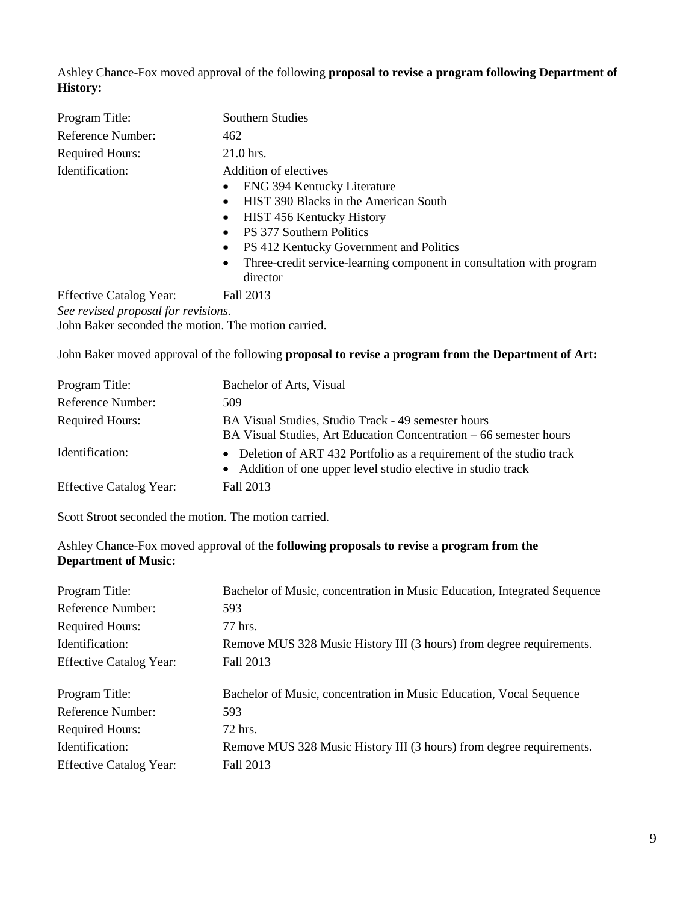Ashley Chance-Fox moved approval of the following **proposal to revise a program following Department of History:**

| | |
|---|---|
| Program Title: | Southern Studies |
| Reference Number: | 462 |
| Required Hours: | 21.0 hrs. |
| Identification: | Addition of electives<br>• ENG 394 Kentucky Literature<br>• HIST 390 Blacks in the American South<br>• HIST 456 Kentucky History<br>• PS 377 Southern Politics<br>• PS 412 Kentucky Government and Politics<br>• Three-credit service-learning component in consultation with program director |
| Effective Catalog Year: | Fall 2013 |

*See revised proposal for revisions.*
John Baker seconded the motion. The motion carried.

John Baker moved approval of the following **proposal to revise a program from the Department of Art:**

| | |
|---|---|
| Program Title: | Bachelor of Arts, Visual |
| Reference Number: | 509 |
| Required Hours: | BA Visual Studies, Studio Track - 49 semester hours<br>BA Visual Studies, Art Education Concentration – 66 semester hours |
| Identification: | • Deletion of ART 432 Portfolio as a requirement of the studio track<br>• Addition of one upper level studio elective in studio track |
| Effective Catalog Year: | Fall 2013 |

Scott Stroot seconded the motion. The motion carried.

Ashley Chance-Fox moved approval of the **following proposals to revise a program from the Department of Music:**

| | |
|---|---|
| Program Title: | Bachelor of Music, concentration in Music Education, Integrated Sequence |
| Reference Number: | 593 |
| Required Hours: | 77 hrs. |
| Identification: | Remove MUS 328 Music History III (3 hours) from degree requirements. |
| Effective Catalog Year: | Fall 2013 |

| | |
|---|---|
| Program Title: | Bachelor of Music, concentration in Music Education, Vocal Sequence |
| Reference Number: | 593 |
| Required Hours: | 72 hrs. |
| Identification: | Remove MUS 328 Music History III (3 hours) from degree requirements. |
| Effective Catalog Year: | Fall 2013 |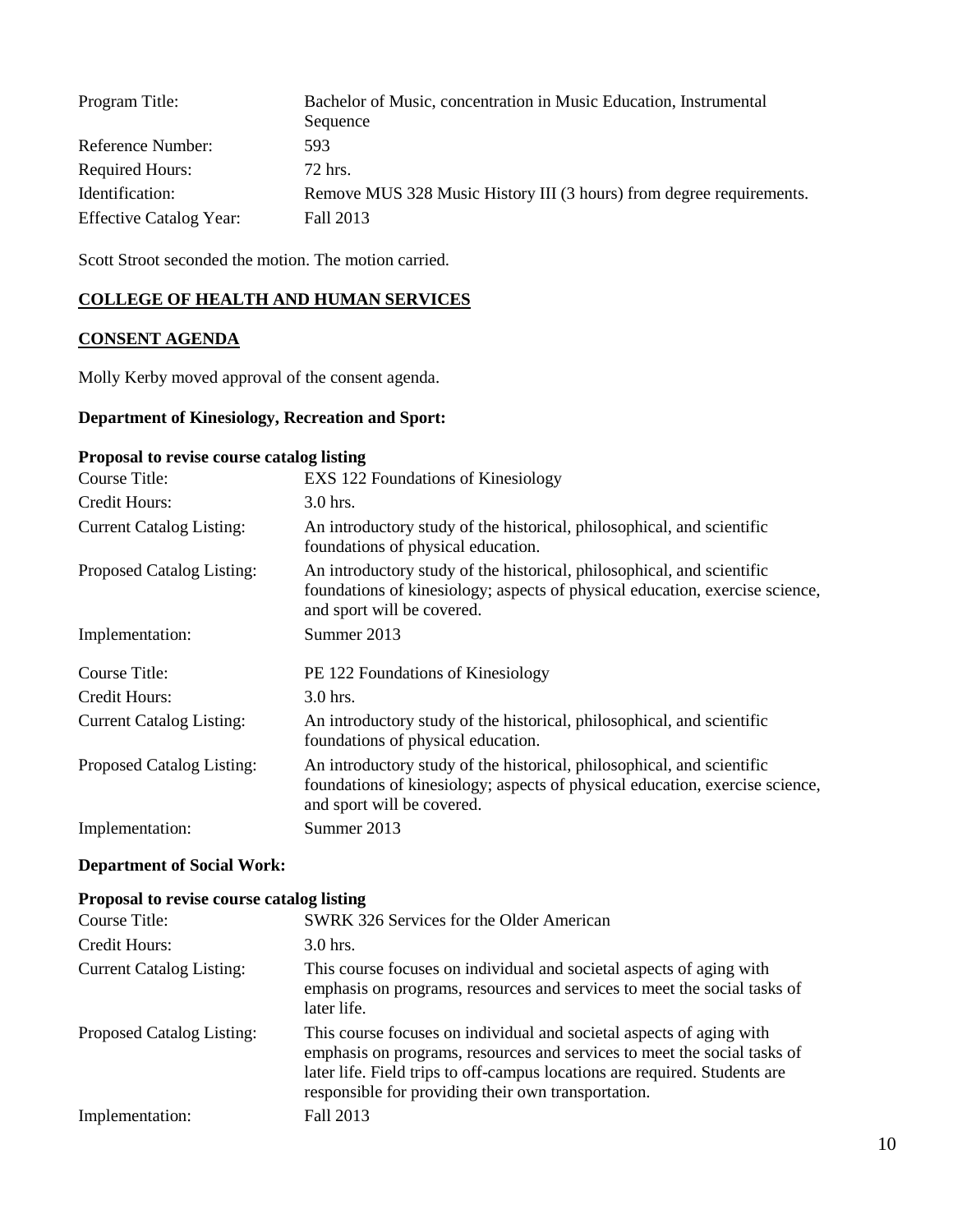| | |
|---|---|
| Program Title: | Bachelor of Music, concentration in Music Education, Instrumental Sequence |
| Reference Number: | 593 |
| Required Hours: | 72 hrs. |
| Identification: | Remove MUS 328 Music History III (3 hours) from degree requirements. |
| Effective Catalog Year: | Fall 2013 |

Scott Stroot seconded the motion. The motion carried.

## COLLEGE OF HEALTH AND HUMAN SERVICES

## CONSENT AGENDA

Molly Kerby moved approval of the consent agenda.

### Department of Kinesiology, Recreation and Sport:

**Proposal to revise course catalog listing**

| | |
|---|---|
| Course Title: | EXS 122 Foundations of Kinesiology |
| Credit Hours: | 3.0 hrs. |
| Current Catalog Listing: | An introductory study of the historical, philosophical, and scientific foundations of physical education. |
| Proposed Catalog Listing: | An introductory study of the historical, philosophical, and scientific foundations of kinesiology; aspects of physical education, exercise science, and sport will be covered. |
| Implementation: | Summer 2013 |

| | |
|---|---|
| Course Title: | PE 122 Foundations of Kinesiology |
| Credit Hours: | 3.0 hrs. |
| Current Catalog Listing: | An introductory study of the historical, philosophical, and scientific foundations of physical education. |
| Proposed Catalog Listing: | An introductory study of the historical, philosophical, and scientific foundations of kinesiology; aspects of physical education, exercise science, and sport will be covered. |
| Implementation: | Summer 2013 |

### Department of Social Work:

**Proposal to revise course catalog listing**

| | |
|---|---|
| Course Title: | SWRK 326 Services for the Older American |
| Credit Hours: | 3.0 hrs. |
| Current Catalog Listing: | This course focuses on individual and societal aspects of aging with emphasis on programs, resources and services to meet the social tasks of later life. |
| Proposed Catalog Listing: | This course focuses on individual and societal aspects of aging with emphasis on programs, resources and services to meet the social tasks of later life. Field trips to off-campus locations are required. Students are responsible for providing their own transportation. |
| Implementation: | Fall 2013 |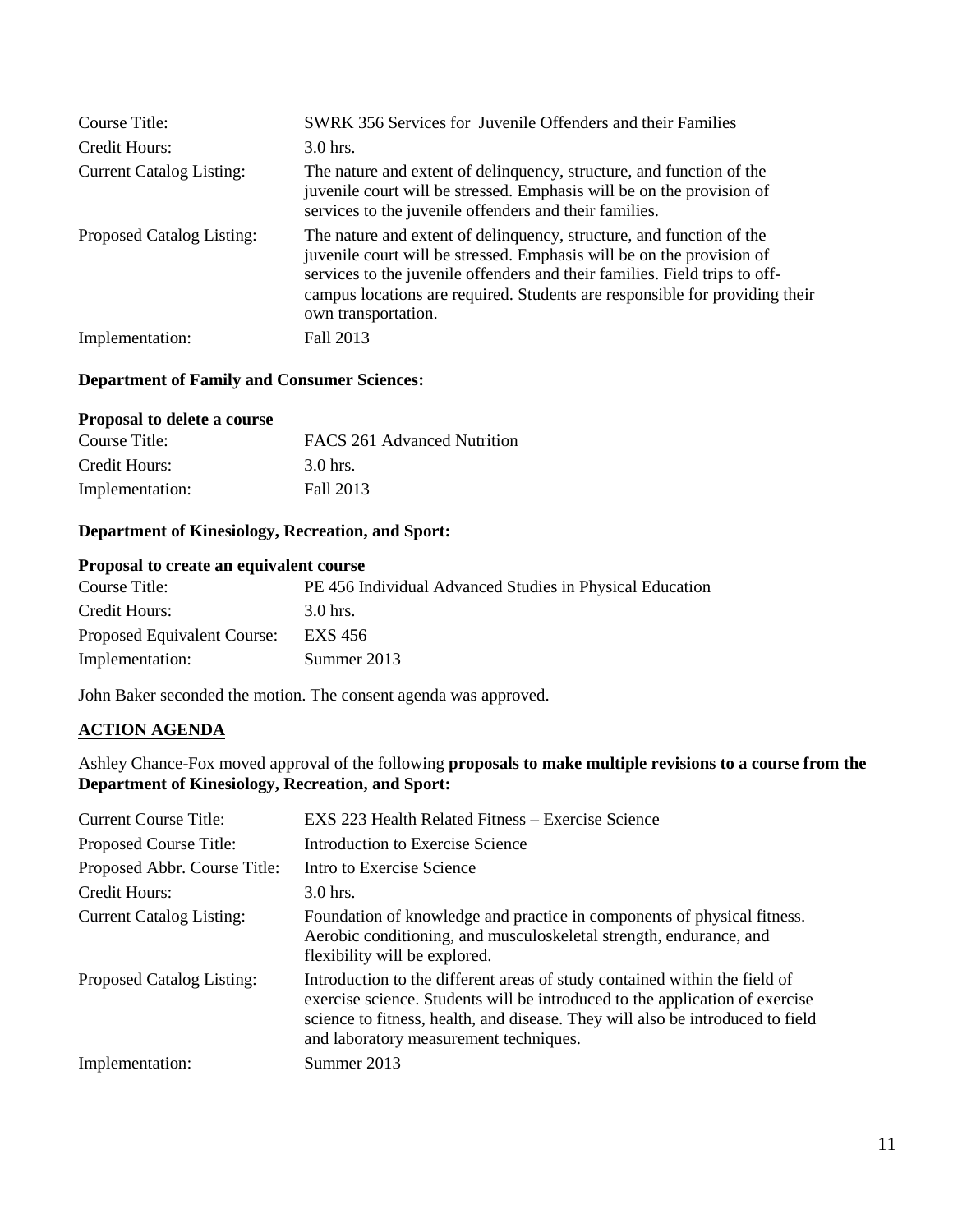| | |
|---|---|
| Course Title: | SWRK 356 Services for Juvenile Offenders and their Families |
| Credit Hours: | 3.0 hrs. |
| Current Catalog Listing: | The nature and extent of delinquency, structure, and function of the juvenile court will be stressed. Emphasis will be on the provision of services to the juvenile offenders and their families. |
| Proposed Catalog Listing: | The nature and extent of delinquency, structure, and function of the juvenile court will be stressed. Emphasis will be on the provision of services to the juvenile offenders and their families. Field trips to off-campus locations are required. Students are responsible for providing their own transportation. |
| Implementation: | Fall 2013 |

**Department of Family and Consumer Sciences:**

**Proposal to delete a course**

| | |
|---|---|
| Course Title: | FACS 261 Advanced Nutrition |
| Credit Hours: | 3.0 hrs. |
| Implementation: | Fall 2013 |

**Department of Kinesiology, Recreation, and Sport:**

**Proposal to create an equivalent course**

| | |
|---|---|
| Course Title: | PE 456 Individual Advanced Studies in Physical Education |
| Credit Hours: | 3.0 hrs. |
| Proposed Equivalent Course: | EXS 456 |
| Implementation: | Summer 2013 |

John Baker seconded the motion. The consent agenda was approved.

## ACTION AGENDA

Ashley Chance-Fox moved approval of the following **proposals to make multiple revisions to a course from the Department of Kinesiology, Recreation, and Sport:**

| | |
|---|---|
| Current Course Title: | EXS 223 Health Related Fitness – Exercise Science |
| Proposed Course Title: | Introduction to Exercise Science |
| Proposed Abbr. Course Title: | Intro to Exercise Science |
| Credit Hours: | 3.0 hrs. |
| Current Catalog Listing: | Foundation of knowledge and practice in components of physical fitness. Aerobic conditioning, and musculoskeletal strength, endurance, and flexibility will be explored. |
| Proposed Catalog Listing: | Introduction to the different areas of study contained within the field of exercise science. Students will be introduced to the application of exercise science to fitness, health, and disease. They will also be introduced to field and laboratory measurement techniques. |
| Implementation: | Summer 2013 |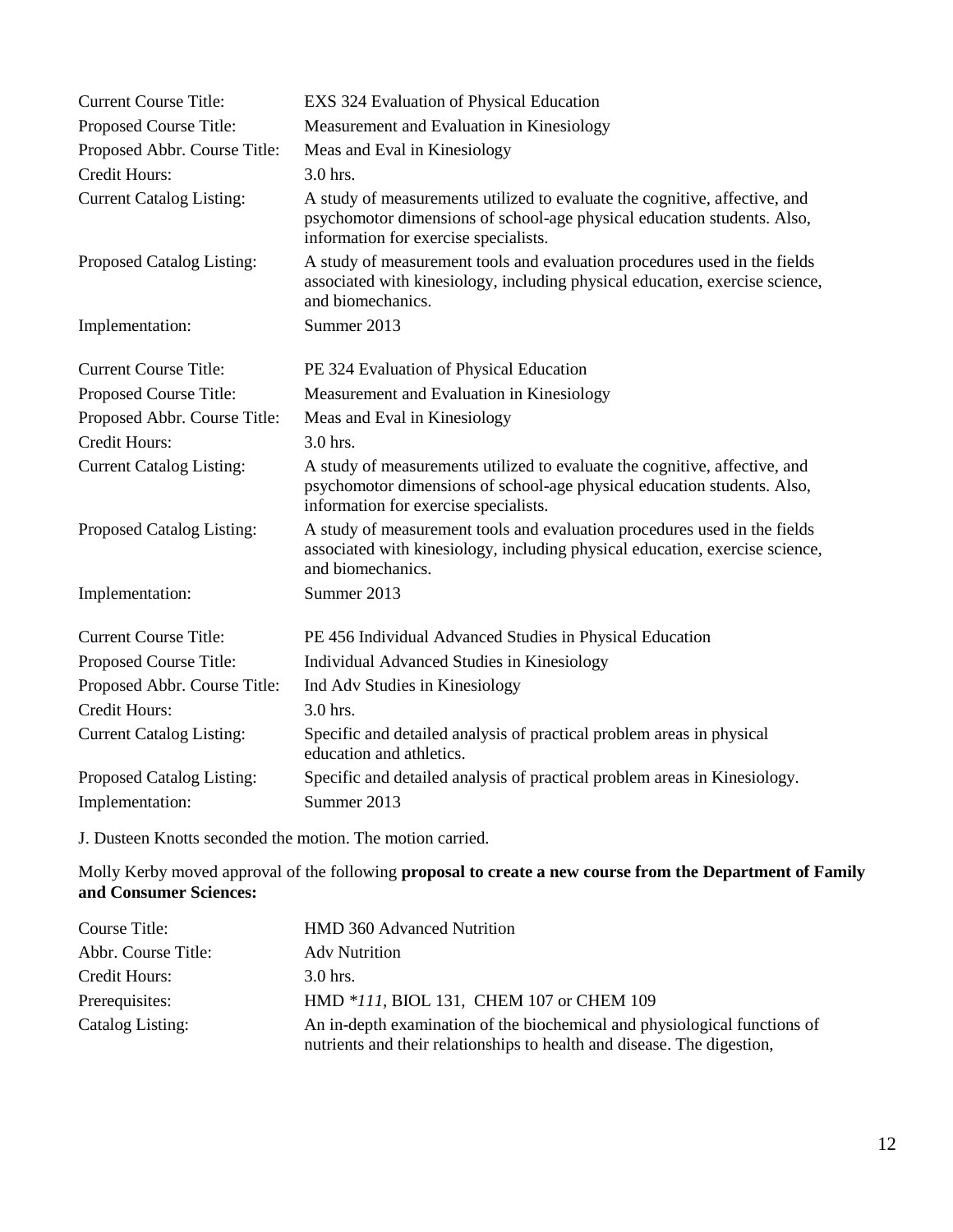| | |
|---|---|
| Current Course Title: | EXS 324 Evaluation of Physical Education |
| Proposed Course Title: | Measurement and Evaluation in Kinesiology |
| Proposed Abbr. Course Title: | Meas and Eval in Kinesiology |
| Credit Hours: | 3.0 hrs. |
| Current Catalog Listing: | A study of measurements utilized to evaluate the cognitive, affective, and psychomotor dimensions of school-age physical education students. Also, information for exercise specialists. |
| Proposed Catalog Listing: | A study of measurement tools and evaluation procedures used in the fields associated with kinesiology, including physical education, exercise science, and biomechanics. |
| Implementation: | Summer 2013 |

| | |
|---|---|
| Current Course Title: | PE 324 Evaluation of Physical Education |
| Proposed Course Title: | Measurement and Evaluation in Kinesiology |
| Proposed Abbr. Course Title: | Meas and Eval in Kinesiology |
| Credit Hours: | 3.0 hrs. |
| Current Catalog Listing: | A study of measurements utilized to evaluate the cognitive, affective, and psychomotor dimensions of school-age physical education students. Also, information for exercise specialists. |
| Proposed Catalog Listing: | A study of measurement tools and evaluation procedures used in the fields associated with kinesiology, including physical education, exercise science, and biomechanics. |
| Implementation: | Summer 2013 |

| | |
|---|---|
| Current Course Title: | PE 456 Individual Advanced Studies in Physical Education |
| Proposed Course Title: | Individual Advanced Studies in Kinesiology |
| Proposed Abbr. Course Title: | Ind Adv Studies in Kinesiology |
| Credit Hours: | 3.0 hrs. |
| Current Catalog Listing: | Specific and detailed analysis of practical problem areas in physical education and athletics. |
| Proposed Catalog Listing: | Specific and detailed analysis of practical problem areas in Kinesiology. |
| Implementation: | Summer 2013 |

J. Dusteen Knotts seconded the motion. The motion carried.

Molly Kerby moved approval of the following **proposal to create a new course from the Department of Family and Consumer Sciences:**

| | |
|---|---|
| Course Title: | HMD 360 Advanced Nutrition |
| Abbr. Course Title: | Adv Nutrition |
| Credit Hours: | 3.0 hrs. |
| Prerequisites: | HMD **111*, BIOL 131, CHEM 107 or CHEM 109 |
| Catalog Listing: | An in-depth examination of the biochemical and physiological functions of nutrients and their relationships to health and disease. The digestion, |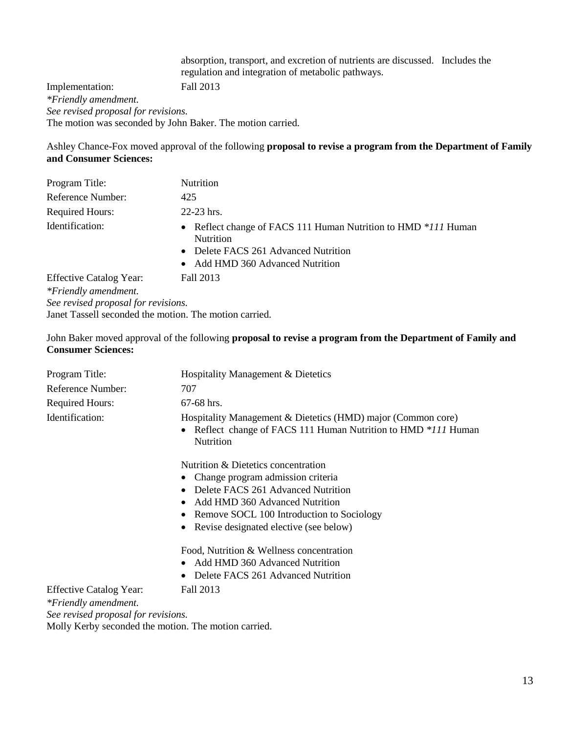absorption, transport, and excretion of nutrients are discussed. Includes the regulation and integration of metabolic pathways.

Implementation: Fall 2013

*\*Friendly amendment.*

*See revised proposal for revisions.*

The motion was seconded by John Baker. The motion carried.

Ashley Chance-Fox moved approval of the following **proposal to revise a program from the Department of Family and Consumer Sciences:**

| | |
|---|---|
| Program Title: | Nutrition |
| Reference Number: | 425 |
| Required Hours: | 22-23 hrs. |
| Identification: | • Reflect change of FACS 111 Human Nutrition to HMD *\*111* Human Nutrition<br>• Delete FACS 261 Advanced Nutrition<br>• Add HMD 360 Advanced Nutrition |
| Effective Catalog Year: | Fall 2013 |

*\*Friendly amendment.*

*See revised proposal for revisions.*

Janet Tassell seconded the motion. The motion carried.

John Baker moved approval of the following **proposal to revise a program from the Department of Family and Consumer Sciences:**

| | |
|---|---|
| Program Title: | Hospitality Management & Dietetics |
| Reference Number: | 707 |
| Required Hours: | 67-68 hrs. |
| Identification: | Hospitality Management & Dietetics (HMD) major (Common core)<br>• Reflect change of FACS 111 Human Nutrition to HMD *\*111* Human Nutrition<br><br>Nutrition & Dietetics concentration<br>• Change program admission criteria<br>• Delete FACS 261 Advanced Nutrition<br>• Add HMD 360 Advanced Nutrition<br>• Remove SOCL 100 Introduction to Sociology<br>• Revise designated elective (see below)<br><br>Food, Nutrition & Wellness concentration<br>• Add HMD 360 Advanced Nutrition<br>• Delete FACS 261 Advanced Nutrition |
| Effective Catalog Year: | Fall 2013 |

*\*Friendly amendment.*

*See revised proposal for revisions.*

Molly Kerby seconded the motion. The motion carried.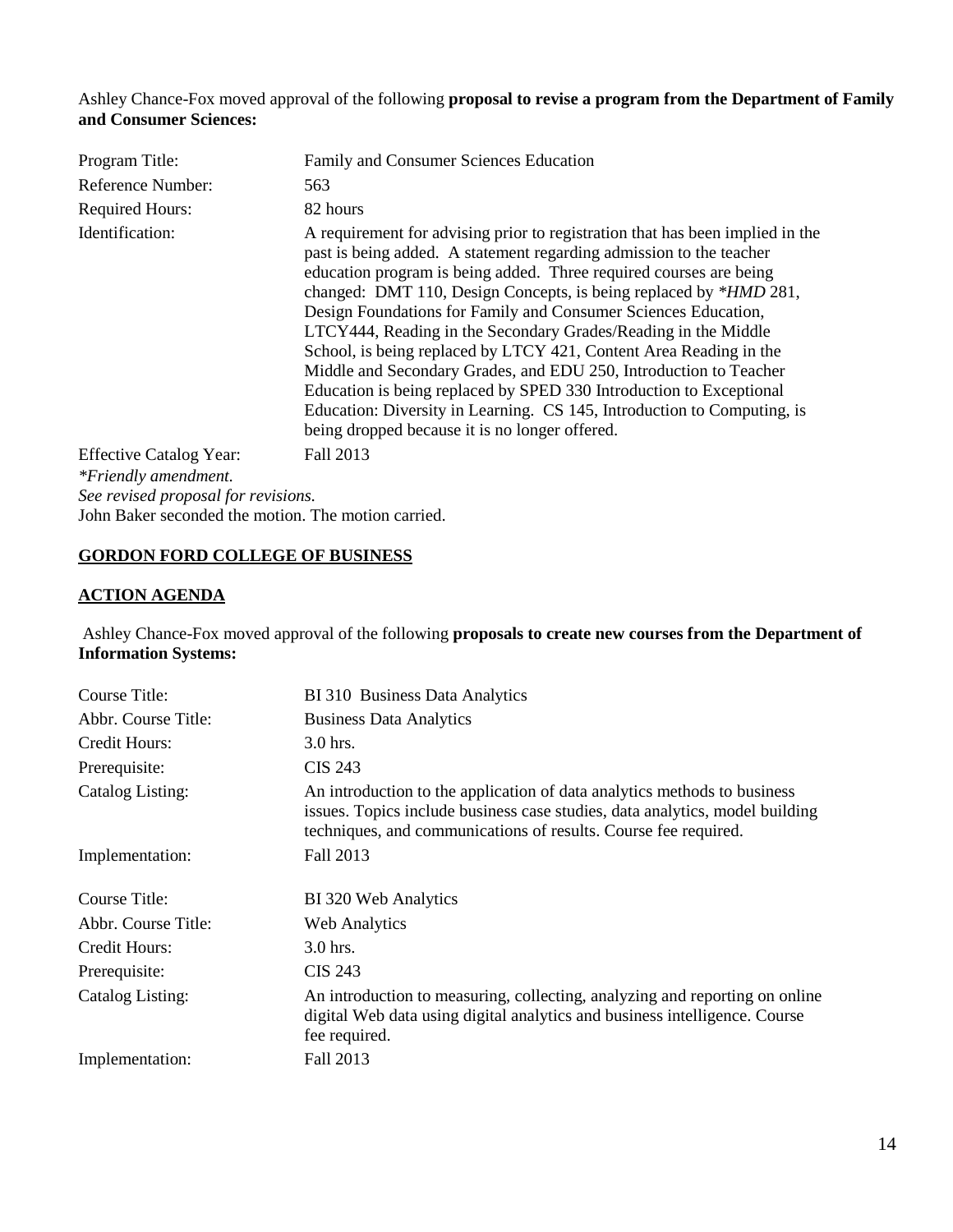Ashley Chance-Fox moved approval of the following **proposal to revise a program from the Department of Family and Consumer Sciences:**

| | |
|---|---|
| Program Title: | Family and Consumer Sciences Education |
| Reference Number: | 563 |
| Required Hours: | 82 hours |
| Identification: | A requirement for advising prior to registration that has been implied in the past is being added. A statement regarding admission to the teacher education program is being added. Three required courses are being changed: DMT 110, Design Concepts, is being replaced by \**HMD* 281, Design Foundations for Family and Consumer Sciences Education, LTCY444, Reading in the Secondary Grades/Reading in the Middle School, is being replaced by LTCY 421, Content Area Reading in the Middle and Secondary Grades, and EDU 250, Introduction to Teacher Education is being replaced by SPED 330 Introduction to Exceptional Education: Diversity in Learning. CS 145, Introduction to Computing, is being dropped because it is no longer offered. |
| Effective Catalog Year: | Fall 2013 |

*\*Friendly amendment.*
*See revised proposal for revisions.*
John Baker seconded the motion. The motion carried.

## **GORDON FORD COLLEGE OF BUSINESS**

## **ACTION AGENDA**

Ashley Chance-Fox moved approval of the following **proposals to create new courses from the Department of Information Systems:**

| | |
|---|---|
| Course Title: | BI 310 Business Data Analytics |
| Abbr. Course Title: | Business Data Analytics |
| Credit Hours: | 3.0 hrs. |
| Prerequisite: | CIS 243 |
| Catalog Listing: | An introduction to the application of data analytics methods to business issues. Topics include business case studies, data analytics, model building techniques, and communications of results. Course fee required. |
| Implementation: | Fall 2013 |

| | |
|---|---|
| Course Title: | BI 320 Web Analytics |
| Abbr. Course Title: | Web Analytics |
| Credit Hours: | 3.0 hrs. |
| Prerequisite: | CIS 243 |
| Catalog Listing: | An introduction to measuring, collecting, analyzing and reporting on online digital Web data using digital analytics and business intelligence. Course fee required. |
| Implementation: | Fall 2013 |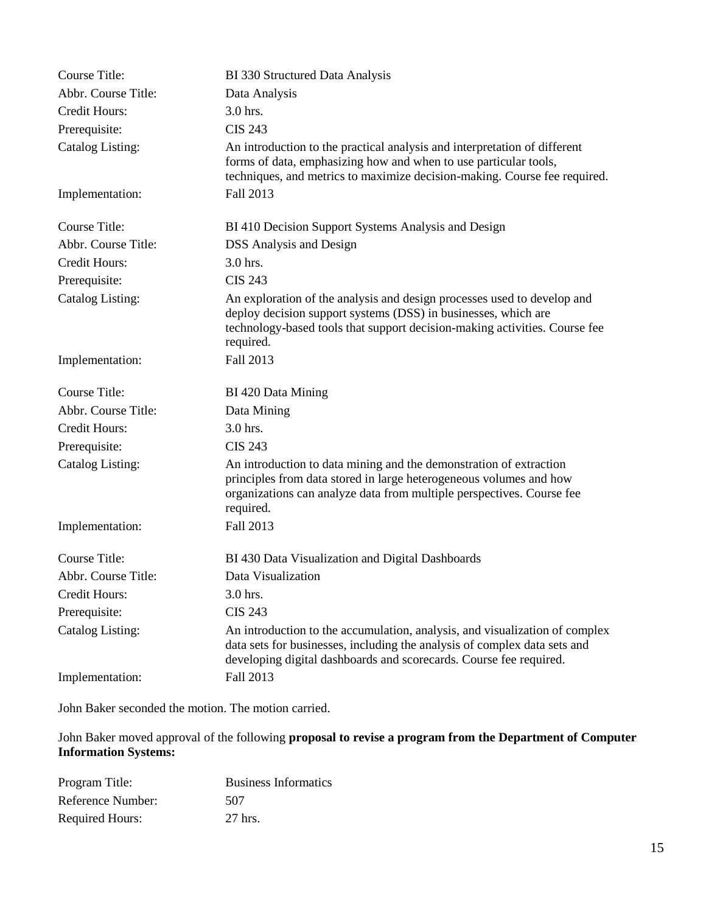| | |
|---|---|
| Course Title: | BI 330 Structured Data Analysis |
| Abbr. Course Title: | Data Analysis |
| Credit Hours: | 3.0 hrs. |
| Prerequisite: | CIS 243 |
| Catalog Listing: | An introduction to the practical analysis and interpretation of different forms of data, emphasizing how and when to use particular tools, techniques, and metrics to maximize decision-making. Course fee required. |
| Implementation: | Fall 2013 |

| | |
|---|---|
| Course Title: | BI 410 Decision Support Systems Analysis and Design |
| Abbr. Course Title: | DSS Analysis and Design |
| Credit Hours: | 3.0 hrs. |
| Prerequisite: | CIS 243 |
| Catalog Listing: | An exploration of the analysis and design processes used to develop and deploy decision support systems (DSS) in businesses, which are technology-based tools that support decision-making activities. Course fee required. |
| Implementation: | Fall 2013 |

| | |
|---|---|
| Course Title: | BI 420 Data Mining |
| Abbr. Course Title: | Data Mining |
| Credit Hours: | 3.0 hrs. |
| Prerequisite: | CIS 243 |
| Catalog Listing: | An introduction to data mining and the demonstration of extraction principles from data stored in large heterogeneous volumes and how organizations can analyze data from multiple perspectives. Course fee required. |
| Implementation: | Fall 2013 |

| | |
|---|---|
| Course Title: | BI 430 Data Visualization and Digital Dashboards |
| Abbr. Course Title: | Data Visualization |
| Credit Hours: | 3.0 hrs. |
| Prerequisite: | CIS 243 |
| Catalog Listing: | An introduction to the accumulation, analysis, and visualization of complex data sets for businesses, including the analysis of complex data sets and developing digital dashboards and scorecards. Course fee required. |
| Implementation: | Fall 2013 |

John Baker seconded the motion. The motion carried.

John Baker moved approval of the following **proposal to revise a program from the Department of Computer Information Systems:**

| | |
|---|---|
| Program Title: | Business Informatics |
| Reference Number: | 507 |
| Required Hours: | 27 hrs. |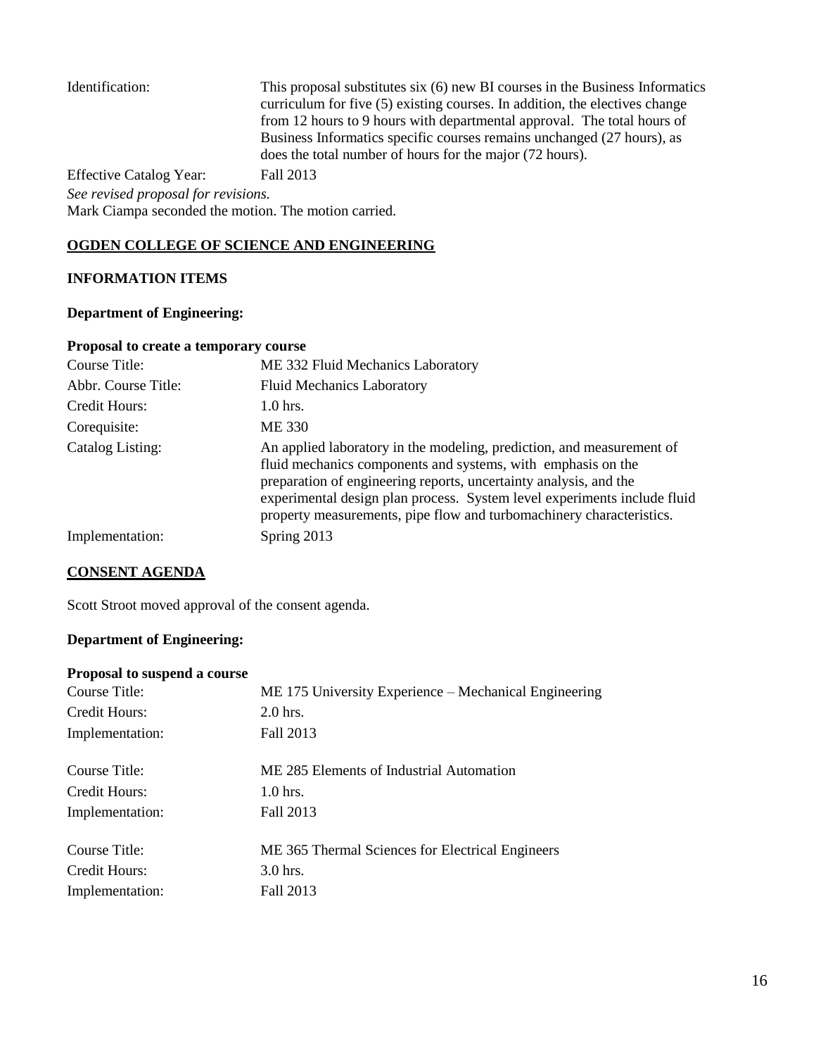| | |
|---|---|
| Identification: | This proposal substitutes six (6) new BI courses in the Business Informatics curriculum for five (5) existing courses. In addition, the electives change from 12 hours to 9 hours with departmental approval. The total hours of Business Informatics specific courses remains unchanged (27 hours), as does the total number of hours for the major (72 hours). |
| Effective Catalog Year: | Fall 2013 |

*See revised proposal for revisions.*

Mark Ciampa seconded the motion. The motion carried.

## OGDEN COLLEGE OF SCIENCE AND ENGINEERING

### INFORMATION ITEMS

**Department of Engineering:**

**Proposal to create a temporary course**

| | |
|---|---|
| Course Title: | ME 332 Fluid Mechanics Laboratory |
| Abbr. Course Title: | Fluid Mechanics Laboratory |
| Credit Hours: | 1.0 hrs. |
| Corequisite: | ME 330 |
| Catalog Listing: | An applied laboratory in the modeling, prediction, and measurement of fluid mechanics components and systems, with emphasis on the preparation of engineering reports, uncertainty analysis, and the experimental design plan process. System level experiments include fluid property measurements, pipe flow and turbomachinery characteristics. |
| Implementation: | Spring 2013 |

### CONSENT AGENDA

Scott Stroot moved approval of the consent agenda.

**Department of Engineering:**

**Proposal to suspend a course**

| | |
|---|---|
| Course Title: | ME 175 University Experience – Mechanical Engineering |
| Credit Hours: | 2.0 hrs. |
| Implementation: | Fall 2013 |

| | |
|---|---|
| Course Title: | ME 285 Elements of Industrial Automation |
| Credit Hours: | 1.0 hrs. |
| Implementation: | Fall 2013 |

| | |
|---|---|
| Course Title: | ME 365 Thermal Sciences for Electrical Engineers |
| Credit Hours: | 3.0 hrs. |
| Implementation: | Fall 2013 |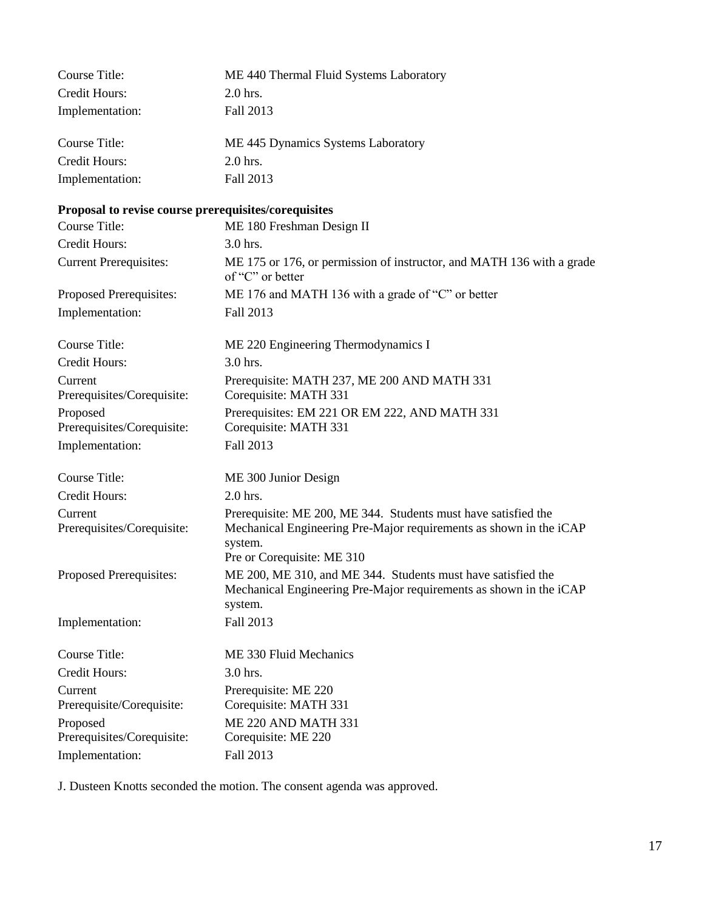| | |
|---|---|
| Course Title: | ME 440 Thermal Fluid Systems Laboratory |
| Credit Hours: | 2.0 hrs. |
| Implementation: | Fall 2013 |

| | |
|---|---|
| Course Title: | ME 445 Dynamics Systems Laboratory |
| Credit Hours: | 2.0 hrs. |
| Implementation: | Fall 2013 |

**Proposal to revise course prerequisites/corequisites**

| | |
|---|---|
| Course Title: | ME 180 Freshman Design II |
| Credit Hours: | 3.0 hrs. |
| Current Prerequisites: | ME 175 or 176, or permission of instructor, and MATH 136 with a grade of "C" or better |
| Proposed Prerequisites: | ME 176 and MATH 136 with a grade of "C" or better |
| Implementation: | Fall 2013 |

| | |
|---|---|
| Course Title: | ME 220 Engineering Thermodynamics I |
| Credit Hours: | 3.0 hrs. |
| Current Prerequisites/Corequisite: | Prerequisite: MATH 237, ME 200 AND MATH 331<br>Corequisite: MATH 331 |
| Proposed Prerequisites/Corequisite: | Prerequisites: EM 221 OR EM 222, AND MATH 331<br>Corequisite: MATH 331 |
| Implementation: | Fall 2013 |

| | |
|---|---|
| Course Title: | ME 300 Junior Design |
| Credit Hours: | 2.0 hrs. |
| Current Prerequisites/Corequisite: | Prerequisite: ME 200, ME 344. Students must have satisfied the Mechanical Engineering Pre-Major requirements as shown in the iCAP system.<br>Pre or Corequisite: ME 310 |
| Proposed Prerequisites: | ME 200, ME 310, and ME 344. Students must have satisfied the Mechanical Engineering Pre-Major requirements as shown in the iCAP system. |
| Implementation: | Fall 2013 |

| | |
|---|---|
| Course Title: | ME 330 Fluid Mechanics |
| Credit Hours: | 3.0 hrs. |
| Current Prerequisite/Corequisite: | Prerequisite: ME 220<br>Corequisite: MATH 331 |
| Proposed Prerequisites/Corequisite: | ME 220 AND MATH 331<br>Corequisite: ME 220 |
| Implementation: | Fall 2013 |

J. Dusteen Knotts seconded the motion. The consent agenda was approved.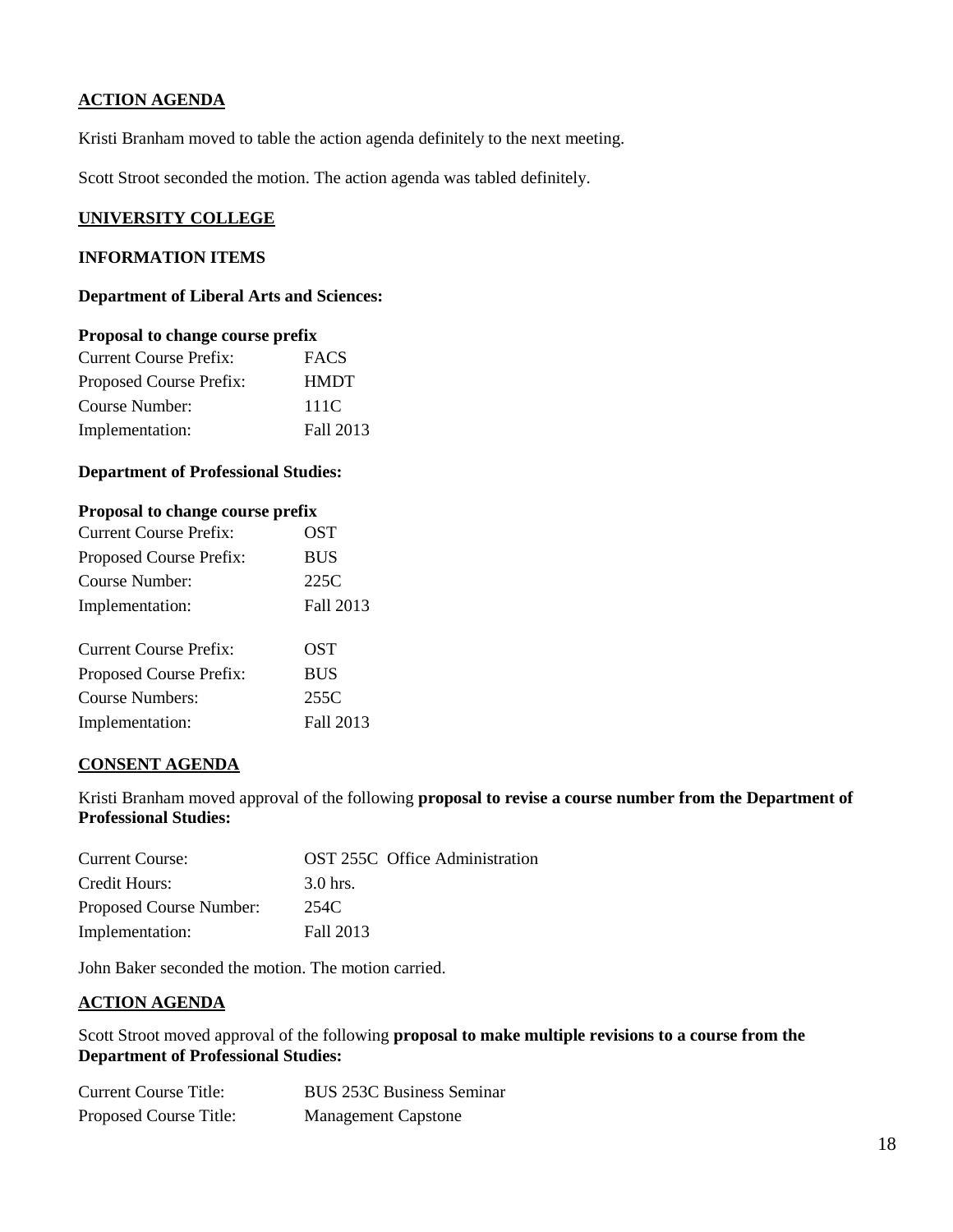## ACTION AGENDA

Kristi Branham moved to table the action agenda definitely to the next meeting.

Scott Stroot seconded the motion. The action agenda was tabled definitely.

## UNIVERSITY COLLEGE

### INFORMATION ITEMS

**Department of Liberal Arts and Sciences:**

**Proposal to change course prefix**

| | |
|---|---|
| Current Course Prefix: | FACS |
| Proposed Course Prefix: | HMDT |
| Course Number: | 111C |
| Implementation: | Fall 2013 |

**Department of Professional Studies:**

**Proposal to change course prefix**

| | |
|---|---|
| Current Course Prefix: | OST |
| Proposed Course Prefix: | BUS |
| Course Number: | 225C |
| Implementation: | Fall 2013 |

| | |
|---|---|
| Current Course Prefix: | OST |
| Proposed Course Prefix: | BUS |
| Course Numbers: | 255C |
| Implementation: | Fall 2013 |

## CONSENT AGENDA

Kristi Branham moved approval of the following **proposal to revise a course number from the Department of Professional Studies:**

| | |
|---|---|
| Current Course: | OST 255C Office Administration |
| Credit Hours: | 3.0 hrs. |
| Proposed Course Number: | 254C |
| Implementation: | Fall 2013 |

John Baker seconded the motion. The motion carried.

## ACTION AGENDA

Scott Stroot moved approval of the following **proposal to make multiple revisions to a course from the Department of Professional Studies:**

| | |
|---|---|
| Current Course Title: | BUS 253C Business Seminar |
| Proposed Course Title: | Management Capstone |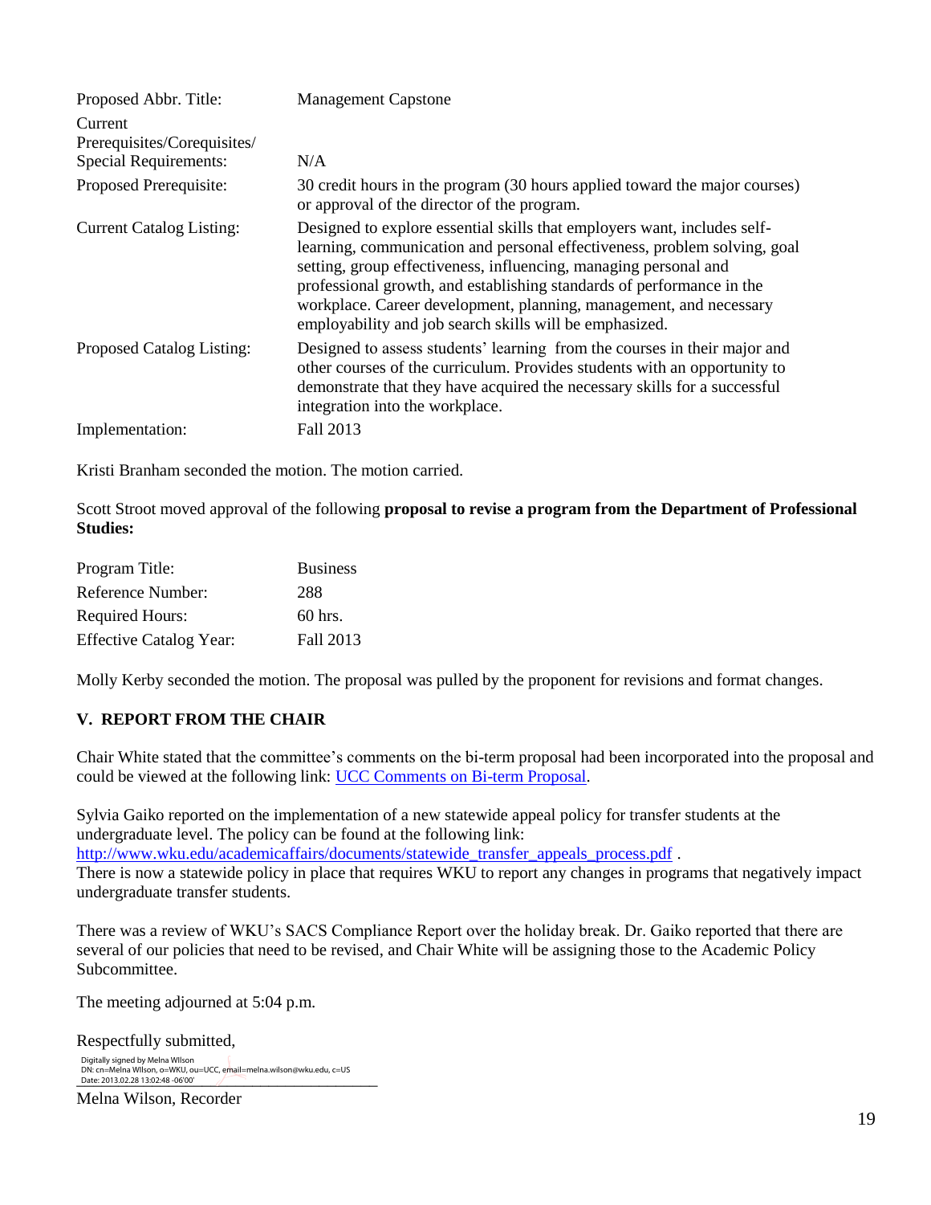| | |
|---|---|
| Proposed Abbr. Title: | Management Capstone |
| Current Prerequisites/Corequisites/ Special Requirements: | N/A |
| Proposed Prerequisite: | 30 credit hours in the program (30 hours applied toward the major courses) or approval of the director of the program. |
| Current Catalog Listing: | Designed to explore essential skills that employers want, includes self-learning, communication and personal effectiveness, problem solving, goal setting, group effectiveness, influencing, managing personal and professional growth, and establishing standards of performance in the workplace. Career development, planning, management, and necessary employability and job search skills will be emphasized. |
| Proposed Catalog Listing: | Designed to assess students' learning from the courses in their major and other courses of the curriculum. Provides students with an opportunity to demonstrate that they have acquired the necessary skills for a successful integration into the workplace. |
| Implementation: | Fall 2013 |

Kristi Branham seconded the motion. The motion carried.

Scott Stroot moved approval of the following **proposal to revise a program from the Department of Professional Studies:**

| | |
|---|---|
| Program Title: | Business |
| Reference Number: | 288 |
| Required Hours: | 60 hrs. |
| Effective Catalog Year: | Fall 2013 |

Molly Kerby seconded the motion. The proposal was pulled by the proponent for revisions and format changes.

## V. REPORT FROM THE CHAIR

Chair White stated that the committee's comments on the bi-term proposal had been incorporated into the proposal and could be viewed at the following link: UCC Comments on Bi-term Proposal.

Sylvia Gaiko reported on the implementation of a new statewide appeal policy for transfer students at the undergraduate level. The policy can be found at the following link:
http://www.wku.edu/academicaffairs/documents/statewide_transfer_appeals_process.pdf .
There is now a statewide policy in place that requires WKU to report any changes in programs that negatively impact undergraduate transfer students.

There was a review of WKU's SACS Compliance Report over the holiday break. Dr. Gaiko reported that there are several of our policies that need to be revised, and Chair White will be assigning those to the Academic Policy Subcommittee.

The meeting adjourned at 5:04 p.m.

Respectfully submitted,

Digitally signed by Melna Wilson
DN: cn=Melna Wilson, o=WKU, ou=UCC, email=melna.wilson@wku.edu, c=US
Date: 2013.02.28 13:02:48 -06'00'

Melna Wilson, Recorder